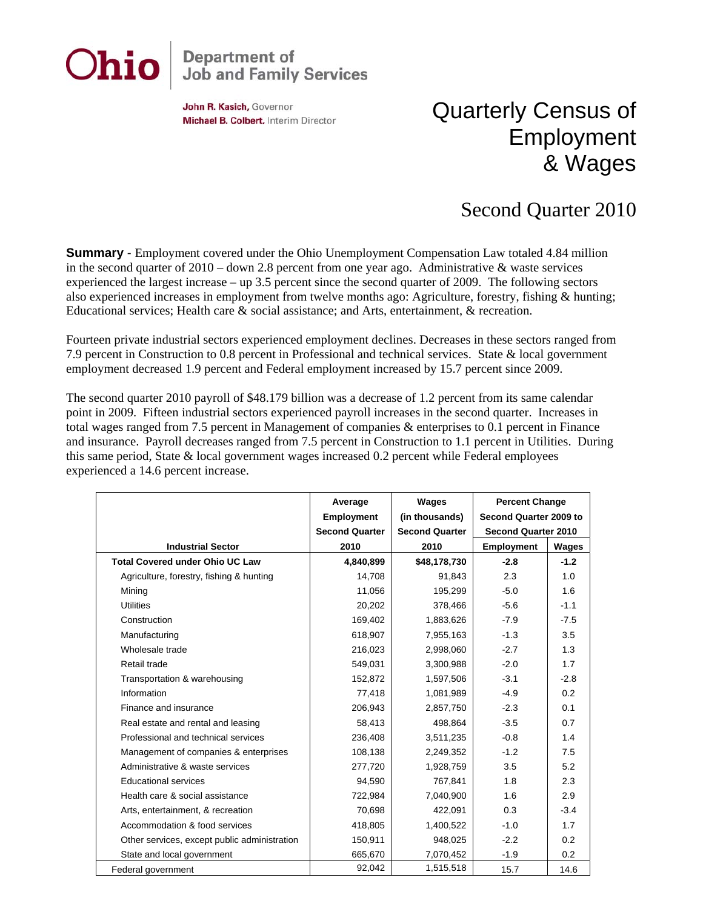**Ohio** Department of Job and Family Services

**John R. Kasich**, Governor
**Michael B. Colbert**, Interim Director

# Quarterly Census of Employment & Wages

## Second Quarter 2010

**Summary** - Employment covered under the Ohio Unemployment Compensation Law totaled 4.84 million in the second quarter of 2010 – down 2.8 percent from one year ago. Administrative & waste services experienced the largest increase – up 3.5 percent since the second quarter of 2009. The following sectors also experienced increases in employment from twelve months ago: Agriculture, forestry, fishing & hunting; Educational services; Health care & social assistance; and Arts, entertainment, & recreation.

Fourteen private industrial sectors experienced employment declines. Decreases in these sectors ranged from 7.9 percent in Construction to 0.8 percent in Professional and technical services. State & local government employment decreased 1.9 percent and Federal employment increased by 15.7 percent since 2009.

The second quarter 2010 payroll of $48.179 billion was a decrease of 1.2 percent from its same calendar point in 2009. Fifteen industrial sectors experienced payroll increases in the second quarter. Increases in total wages ranged from 7.5 percent in Management of companies & enterprises to 0.1 percent in Finance and insurance. Payroll decreases ranged from 7.5 percent in Construction to 1.1 percent in Utilities. During this same period, State & local government wages increased 0.2 percent while Federal employees experienced a 14.6 percent increase.

| Industrial Sector | Average Employment Second Quarter 2010 | Wages (in thousands) Second Quarter 2010 | Percent Change Second Quarter 2009 to Second Quarter 2010 | |
|---|---|---|---|---|
| | | | Employment | Wages |
| **Total Covered under Ohio UC Law** | **4,840,899** | **$48,178,730** | **-2.8** | **-1.2** |
| Agriculture, forestry, fishing & hunting | 14,708 | 91,843 | 2.3 | 1.0 |
| Mining | 11,056 | 195,299 | -5.0 | 1.6 |
| Utilities | 20,202 | 378,466 | -5.6 | -1.1 |
| Construction | 169,402 | 1,883,626 | -7.9 | -7.5 |
| Manufacturing | 618,907 | 7,955,163 | -1.3 | 3.5 |
| Wholesale trade | 216,023 | 2,998,060 | -2.7 | 1.3 |
| Retail trade | 549,031 | 3,300,988 | -2.0 | 1.7 |
| Transportation & warehousing | 152,872 | 1,597,506 | -3.1 | -2.8 |
| Information | 77,418 | 1,081,989 | -4.9 | 0.2 |
| Finance and insurance | 206,943 | 2,857,750 | -2.3 | 0.1 |
| Real estate and rental and leasing | 58,413 | 498,864 | -3.5 | 0.7 |
| Professional and technical services | 236,408 | 3,511,235 | -0.8 | 1.4 |
| Management of companies & enterprises | 108,138 | 2,249,352 | -1.2 | 7.5 |
| Administrative & waste services | 277,720 | 1,928,759 | 3.5 | 5.2 |
| Educational services | 94,590 | 767,841 | 1.8 | 2.3 |
| Health care & social assistance | 722,984 | 7,040,900 | 1.6 | 2.9 |
| Arts, entertainment, & recreation | 70,698 | 422,091 | 0.3 | -3.4 |
| Accommodation & food services | 418,805 | 1,400,522 | -1.0 | 1.7 |
| Other services, except public administration | 150,911 | 948,025 | -2.2 | 0.2 |
| State and local government | 665,670 | 7,070,452 | -1.9 | 0.2 |
| Federal government | 92,042 | 1,515,518 | 15.7 | 14.6 |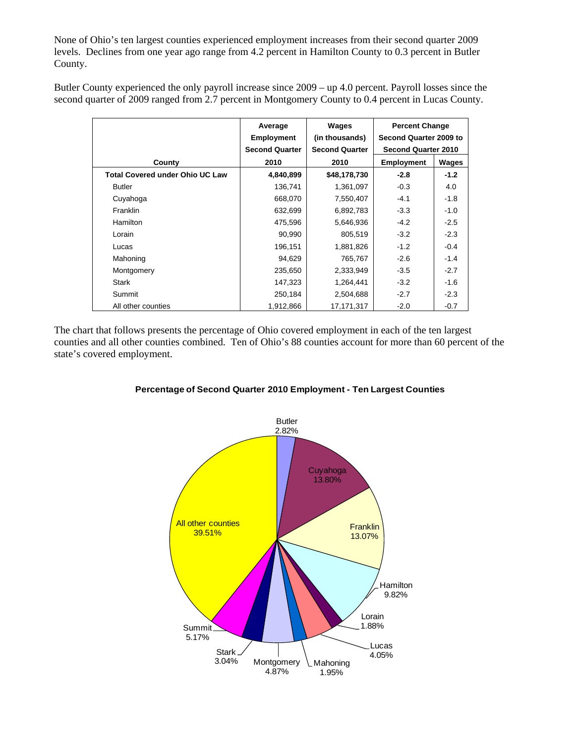None of Ohio's ten largest counties experienced employment increases from their second quarter 2009 levels. Declines from one year ago range from 4.2 percent in Hamilton County to 0.3 percent in Butler County.

Butler County experienced the only payroll increase since 2009 – up 4.0 percent. Payroll losses since the second quarter of 2009 ranged from 2.7 percent in Montgomery County to 0.4 percent in Lucas County.

| County | Average Employment Second Quarter 2010 | Wages (in thousands) Second Quarter 2010 | Percent Change Second Quarter 2009 to Second Quarter 2010 | |
|---|---|---|---|---|
| | | | Employment | Wages |
| **Total Covered under Ohio UC Law** | **4,840,899** | **$48,178,730** | **-2.8** | **-1.2** |
| Butler | 136,741 | 1,361,097 | -0.3 | 4.0 |
| Cuyahoga | 668,070 | 7,550,407 | -4.1 | -1.8 |
| Franklin | 632,699 | 6,892,783 | -3.3 | -1.0 |
| Hamilton | 475,596 | 5,646,936 | -4.2 | -2.5 |
| Lorain | 90,990 | 805,519 | -3.2 | -2.3 |
| Lucas | 196,151 | 1,881,826 | -1.2 | -0.4 |
| Mahoning | 94,629 | 765,767 | -2.6 | -1.4 |
| Montgomery | 235,650 | 2,333,949 | -3.5 | -2.7 |
| Stark | 147,323 | 1,264,441 | -3.2 | -1.6 |
| Summit | 250,184 | 2,504,688 | -2.7 | -2.3 |
| All other counties | 1,912,866 | 17,171,317 | -2.0 | -0.7 |

The chart that follows presents the percentage of Ohio covered employment in each of the ten largest counties and all other counties combined. Ten of Ohio's 88 counties account for more than 60 percent of the state's covered employment.

**Percentage of Second Quarter 2010 Employment - Ten Largest Counties**

| County | Percentage |
|---|---|
| Butler | 2.82% |
| Cuyahoga | 13.80% |
| Franklin | 13.07% |
| Hamilton | 9.82% |
| Lorain | 1.88% |
| Lucas | 4.05% |
| Mahoning | 1.95% |
| Montgomery | 4.87% |
| Stark | 3.04% |
| Summit | 5.17% |
| All other counties | 39.51% |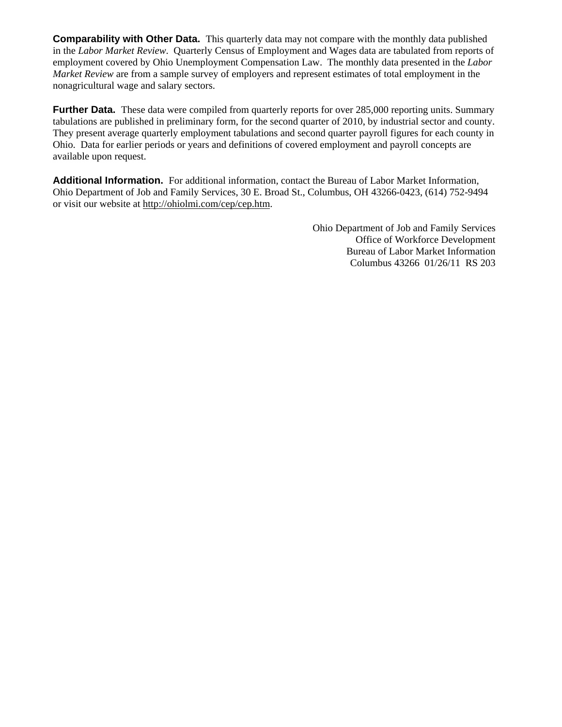**Comparability with Other Data.** This quarterly data may not compare with the monthly data published in the *Labor Market Review*. Quarterly Census of Employment and Wages data are tabulated from reports of employment covered by Ohio Unemployment Compensation Law. The monthly data presented in the *Labor Market Review* are from a sample survey of employers and represent estimates of total employment in the nonagricultural wage and salary sectors.

**Further Data.** These data were compiled from quarterly reports for over 285,000 reporting units. Summary tabulations are published in preliminary form, for the second quarter of 2010, by industrial sector and county. They present average quarterly employment tabulations and second quarter payroll figures for each county in Ohio. Data for earlier periods or years and definitions of covered employment and payroll concepts are available upon request.

**Additional Information.** For additional information, contact the Bureau of Labor Market Information, Ohio Department of Job and Family Services, 30 E. Broad St., Columbus, OH 43266-0423, (614) 752-9494 or visit our website at http://ohiolmi.com/cep/cep.htm.

Ohio Department of Job and Family Services
Office of Workforce Development
Bureau of Labor Market Information
Columbus 43266 01/26/11 RS 203